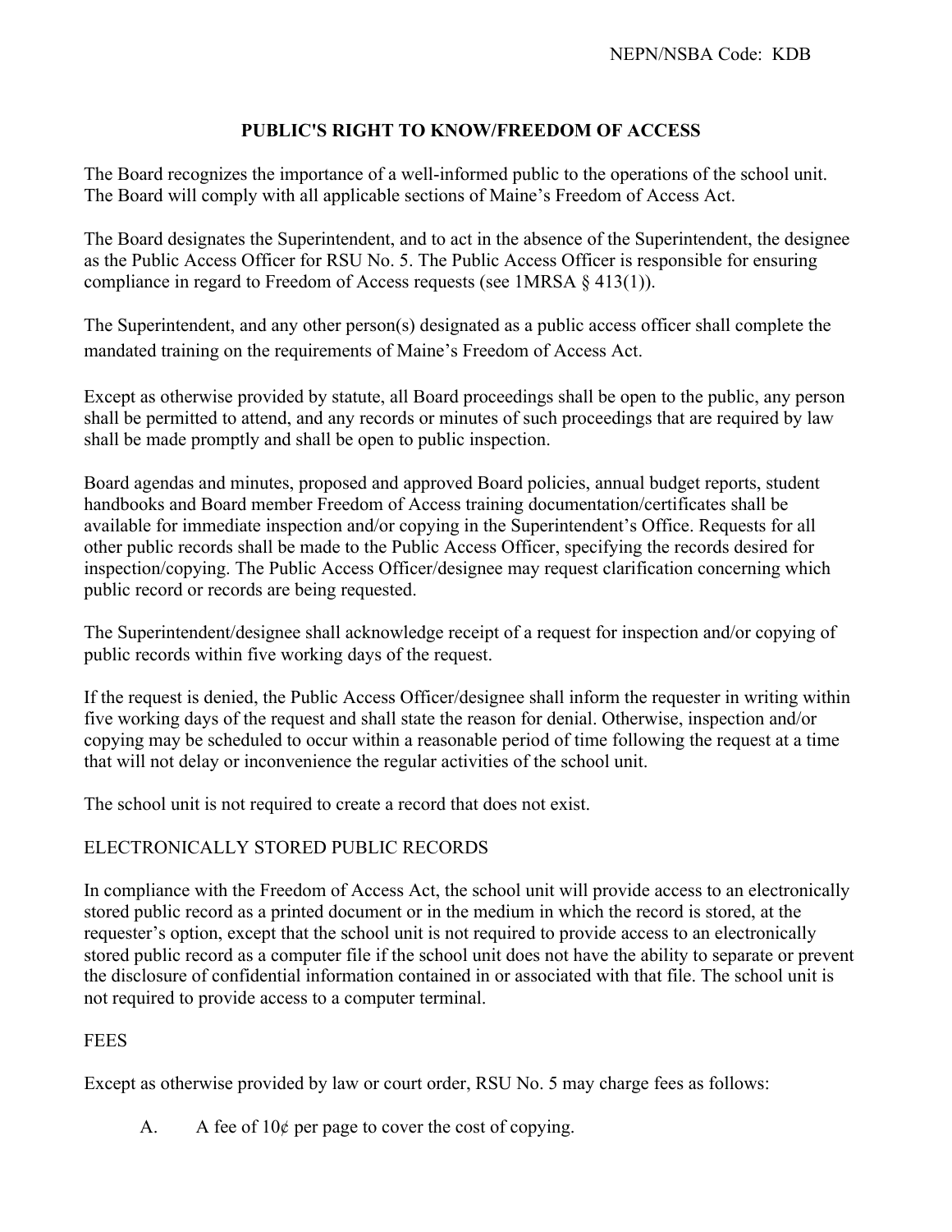NEPN/NSBA Code: KDB

# PUBLIC'S RIGHT TO KNOW/FREEDOM OF ACCESS

The Board recognizes the importance of a well-informed public to the operations of the school unit. The Board will comply with all applicable sections of Maine's Freedom of Access Act.

The Board designates the Superintendent, and to act in the absence of the Superintendent, the designee as the Public Access Officer for RSU No. 5. The Public Access Officer is responsible for ensuring compliance in regard to Freedom of Access requests (see 1MRSA § 413(1)).

The Superintendent, and any other person(s) designated as a public access officer shall complete the mandated training on the requirements of Maine's Freedom of Access Act.

Except as otherwise provided by statute, all Board proceedings shall be open to the public, any person shall be permitted to attend, and any records or minutes of such proceedings that are required by law shall be made promptly and shall be open to public inspection.

Board agendas and minutes, proposed and approved Board policies, annual budget reports, student handbooks and Board member Freedom of Access training documentation/certificates shall be available for immediate inspection and/or copying in the Superintendent's Office. Requests for all other public records shall be made to the Public Access Officer, specifying the records desired for inspection/copying. The Public Access Officer/designee may request clarification concerning which public record or records are being requested.

The Superintendent/designee shall acknowledge receipt of a request for inspection and/or copying of public records within five working days of the request.

If the request is denied, the Public Access Officer/designee shall inform the requester in writing within five working days of the request and shall state the reason for denial. Otherwise, inspection and/or copying may be scheduled to occur within a reasonable period of time following the request at a time that will not delay or inconvenience the regular activities of the school unit.

The school unit is not required to create a record that does not exist.

## ELECTRONICALLY STORED PUBLIC RECORDS

In compliance with the Freedom of Access Act, the school unit will provide access to an electronically stored public record as a printed document or in the medium in which the record is stored, at the requester's option, except that the school unit is not required to provide access to an electronically stored public record as a computer file if the school unit does not have the ability to separate or prevent the disclosure of confidential information contained in or associated with that file. The school unit is not required to provide access to a computer terminal.

## FEES

Except as otherwise provided by law or court order, RSU No. 5 may charge fees as follows:

A. A fee of 10¢ per page to cover the cost of copying.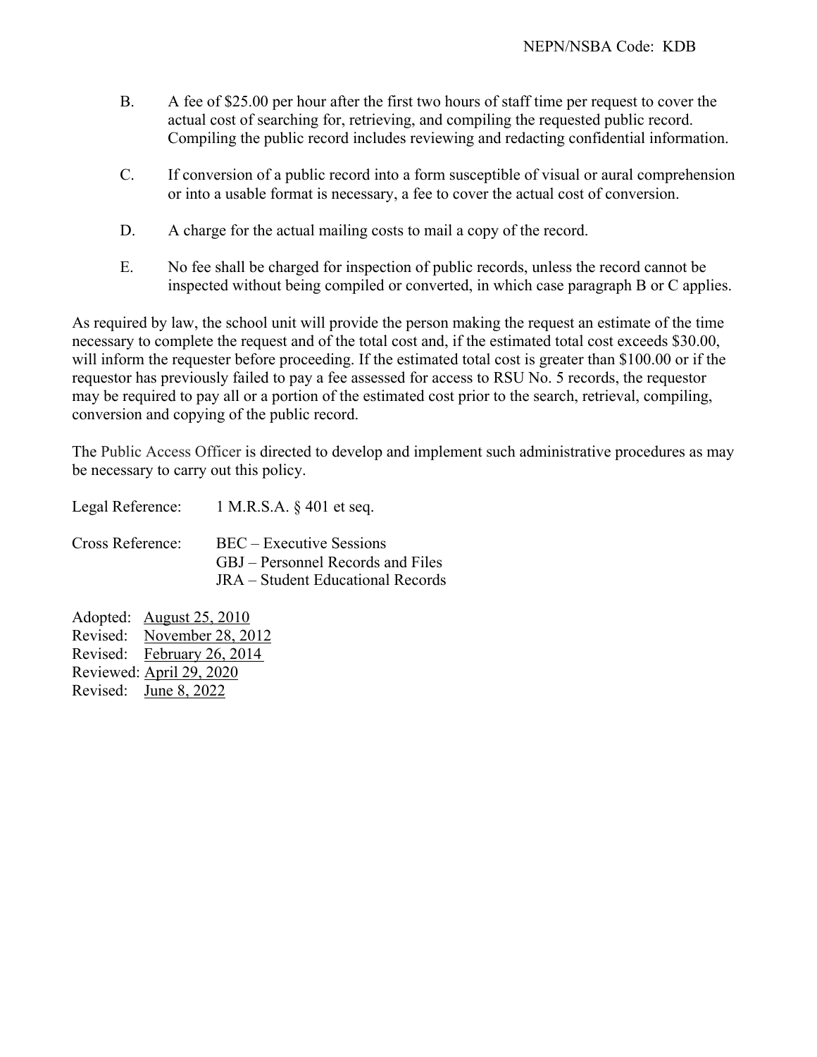B. A fee of $25.00 per hour after the first two hours of staff time per request to cover the actual cost of searching for, retrieving, and compiling the requested public record. Compiling the public record includes reviewing and redacting confidential information.

C. If conversion of a public record into a form susceptible of visual or aural comprehension or into a usable format is necessary, a fee to cover the actual cost of conversion.

D. A charge for the actual mailing costs to mail a copy of the record.

E. No fee shall be charged for inspection of public records, unless the record cannot be inspected without being compiled or converted, in which case paragraph B or C applies.

As required by law, the school unit will provide the person making the request an estimate of the time necessary to complete the request and of the total cost and, if the estimated total cost exceeds $30.00, will inform the requester before proceeding. If the estimated total cost is greater than $100.00 or if the requestor has previously failed to pay a fee assessed for access to RSU No. 5 records, the requestor may be required to pay all or a portion of the estimated cost prior to the search, retrieval, compiling, conversion and copying of the public record.

The Public Access Officer is directed to develop and implement such administrative procedures as may be necessary to carry out this policy.

Legal Reference: 1 M.R.S.A. § 401 et seq.

Cross Reference: BEC – Executive Sessions
GBJ – Personnel Records and Files
JRA – Student Educational Records

Adopted: August 25, 2010
Revised: November 28, 2012
Revised: February 26, 2014
Reviewed: April 29, 2020
Revised: June 8, 2022